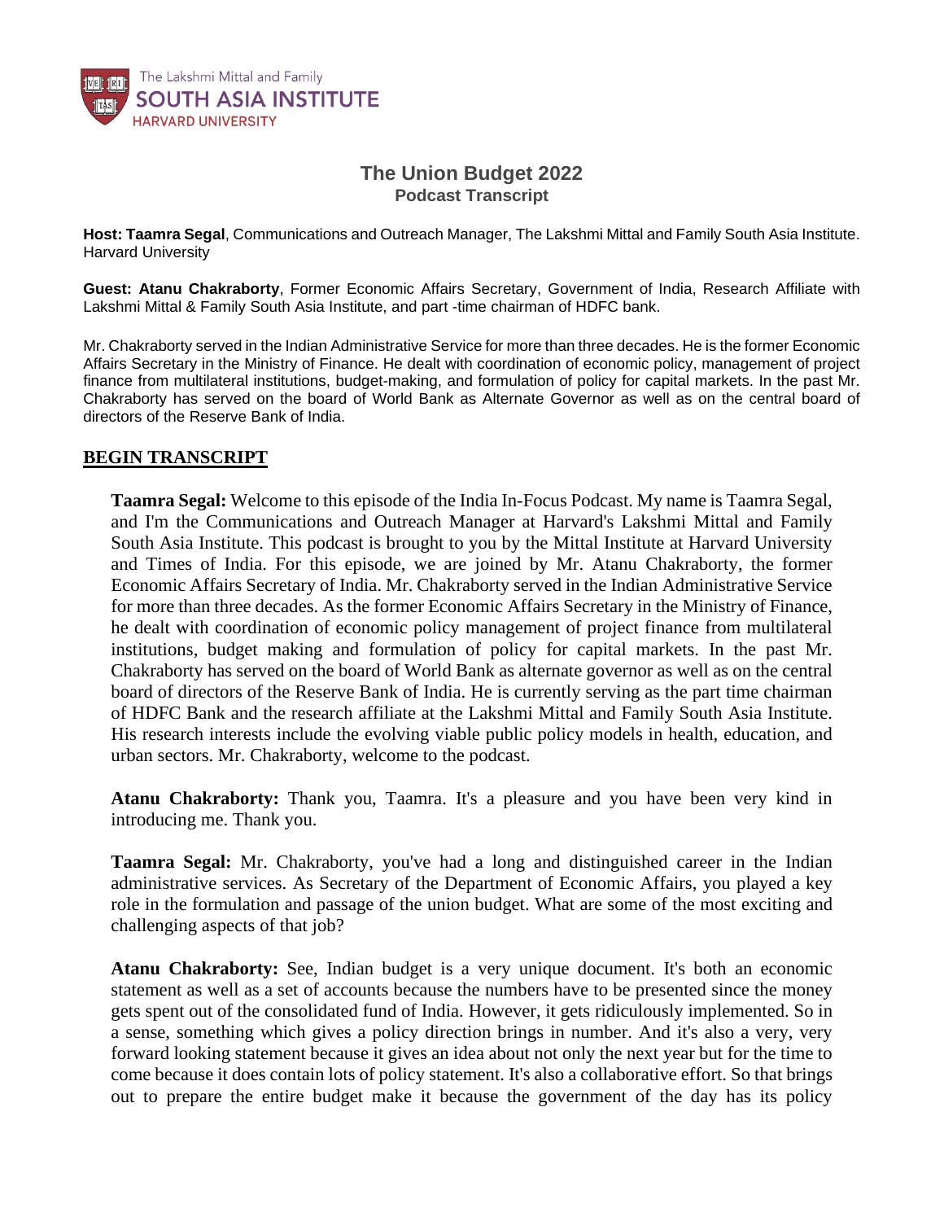The Lakshmi Mittal and Family
SOUTH ASIA INSTITUTE
HARVARD UNIVERSITY

# The Union Budget 2022

## Podcast Transcript

**Host: Taamra Segal**, Communications and Outreach Manager, The Lakshmi Mittal and Family South Asia Institute. Harvard University

**Guest: Atanu Chakraborty**, Former Economic Affairs Secretary, Government of India, Research Affiliate with Lakshmi Mittal & Family South Asia Institute, and part -time chairman of HDFC bank.

Mr. Chakraborty served in the Indian Administrative Service for more than three decades. He is the former Economic Affairs Secretary in the Ministry of Finance. He dealt with coordination of economic policy, management of project finance from multilateral institutions, budget-making, and formulation of policy for capital markets. In the past Mr. Chakraborty has served on the board of World Bank as Alternate Governor as well as on the central board of directors of the Reserve Bank of India.

**BEGIN TRANSCRIPT**

**Taamra Segal:** Welcome to this episode of the India In-Focus Podcast. My name is Taamra Segal, and I'm the Communications and Outreach Manager at Harvard's Lakshmi Mittal and Family South Asia Institute. This podcast is brought to you by the Mittal Institute at Harvard University and Times of India. For this episode, we are joined by Mr. Atanu Chakraborty, the former Economic Affairs Secretary of India. Mr. Chakraborty served in the Indian Administrative Service for more than three decades. As the former Economic Affairs Secretary in the Ministry of Finance, he dealt with coordination of economic policy management of project finance from multilateral institutions, budget making and formulation of policy for capital markets. In the past Mr. Chakraborty has served on the board of World Bank as alternate governor as well as on the central board of directors of the Reserve Bank of India. He is currently serving as the part time chairman of HDFC Bank and the research affiliate at the Lakshmi Mittal and Family South Asia Institute. His research interests include the evolving viable public policy models in health, education, and urban sectors. Mr. Chakraborty, welcome to the podcast.

**Atanu Chakraborty:** Thank you, Taamra. It's a pleasure and you have been very kind in introducing me. Thank you.

**Taamra Segal:** Mr. Chakraborty, you've had a long and distinguished career in the Indian administrative services. As Secretary of the Department of Economic Affairs, you played a key role in the formulation and passage of the union budget. What are some of the most exciting and challenging aspects of that job?

**Atanu Chakraborty:** See, Indian budget is a very unique document. It's both an economic statement as well as a set of accounts because the numbers have to be presented since the money gets spent out of the consolidated fund of India. However, it gets ridiculously implemented. So in a sense, something which gives a policy direction brings in number. And it's also a very, very forward looking statement because it gives an idea about not only the next year but for the time to come because it does contain lots of policy statement. It's also a collaborative effort. So that brings out to prepare the entire budget make it because the government of the day has its policy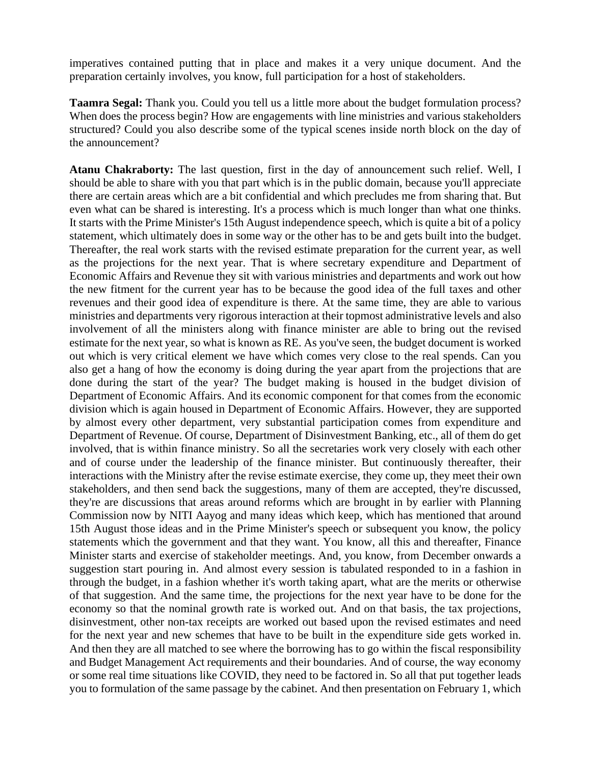imperatives contained putting that in place and makes it a very unique document. And the preparation certainly involves, you know, full participation for a host of stakeholders.

**Taamra Segal:** Thank you. Could you tell us a little more about the budget formulation process? When does the process begin? How are engagements with line ministries and various stakeholders structured? Could you also describe some of the typical scenes inside north block on the day of the announcement?

**Atanu Chakraborty:** The last question, first in the day of announcement such relief. Well, I should be able to share with you that part which is in the public domain, because you'll appreciate there are certain areas which are a bit confidential and which precludes me from sharing that. But even what can be shared is interesting. It's a process which is much longer than what one thinks. It starts with the Prime Minister's 15th August independence speech, which is quite a bit of a policy statement, which ultimately does in some way or the other has to be and gets built into the budget. Thereafter, the real work starts with the revised estimate preparation for the current year, as well as the projections for the next year. That is where secretary expenditure and Department of Economic Affairs and Revenue they sit with various ministries and departments and work out how the new fitment for the current year has to be because the good idea of the full taxes and other revenues and their good idea of expenditure is there. At the same time, they are able to various ministries and departments very rigorous interaction at their topmost administrative levels and also involvement of all the ministers along with finance minister are able to bring out the revised estimate for the next year, so what is known as RE. As you've seen, the budget document is worked out which is very critical element we have which comes very close to the real spends. Can you also get a hang of how the economy is doing during the year apart from the projections that are done during the start of the year? The budget making is housed in the budget division of Department of Economic Affairs. And its economic component for that comes from the economic division which is again housed in Department of Economic Affairs. However, they are supported by almost every other department, very substantial participation comes from expenditure and Department of Revenue. Of course, Department of Disinvestment Banking, etc., all of them do get involved, that is within finance ministry. So all the secretaries work very closely with each other and of course under the leadership of the finance minister. But continuously thereafter, their interactions with the Ministry after the revise estimate exercise, they come up, they meet their own stakeholders, and then send back the suggestions, many of them are accepted, they're discussed, they're are discussions that areas around reforms which are brought in by earlier with Planning Commission now by NITI Aayog and many ideas which keep, which has mentioned that around 15th August those ideas and in the Prime Minister's speech or subsequent you know, the policy statements which the government and that they want. You know, all this and thereafter, Finance Minister starts and exercise of stakeholder meetings. And, you know, from December onwards a suggestion start pouring in. And almost every session is tabulated responded to in a fashion in through the budget, in a fashion whether it's worth taking apart, what are the merits or otherwise of that suggestion. And the same time, the projections for the next year have to be done for the economy so that the nominal growth rate is worked out. And on that basis, the tax projections, disinvestment, other non-tax receipts are worked out based upon the revised estimates and need for the next year and new schemes that have to be built in the expenditure side gets worked in. And then they are all matched to see where the borrowing has to go within the fiscal responsibility and Budget Management Act requirements and their boundaries. And of course, the way economy or some real time situations like COVID, they need to be factored in. So all that put together leads you to formulation of the same passage by the cabinet. And then presentation on February 1, which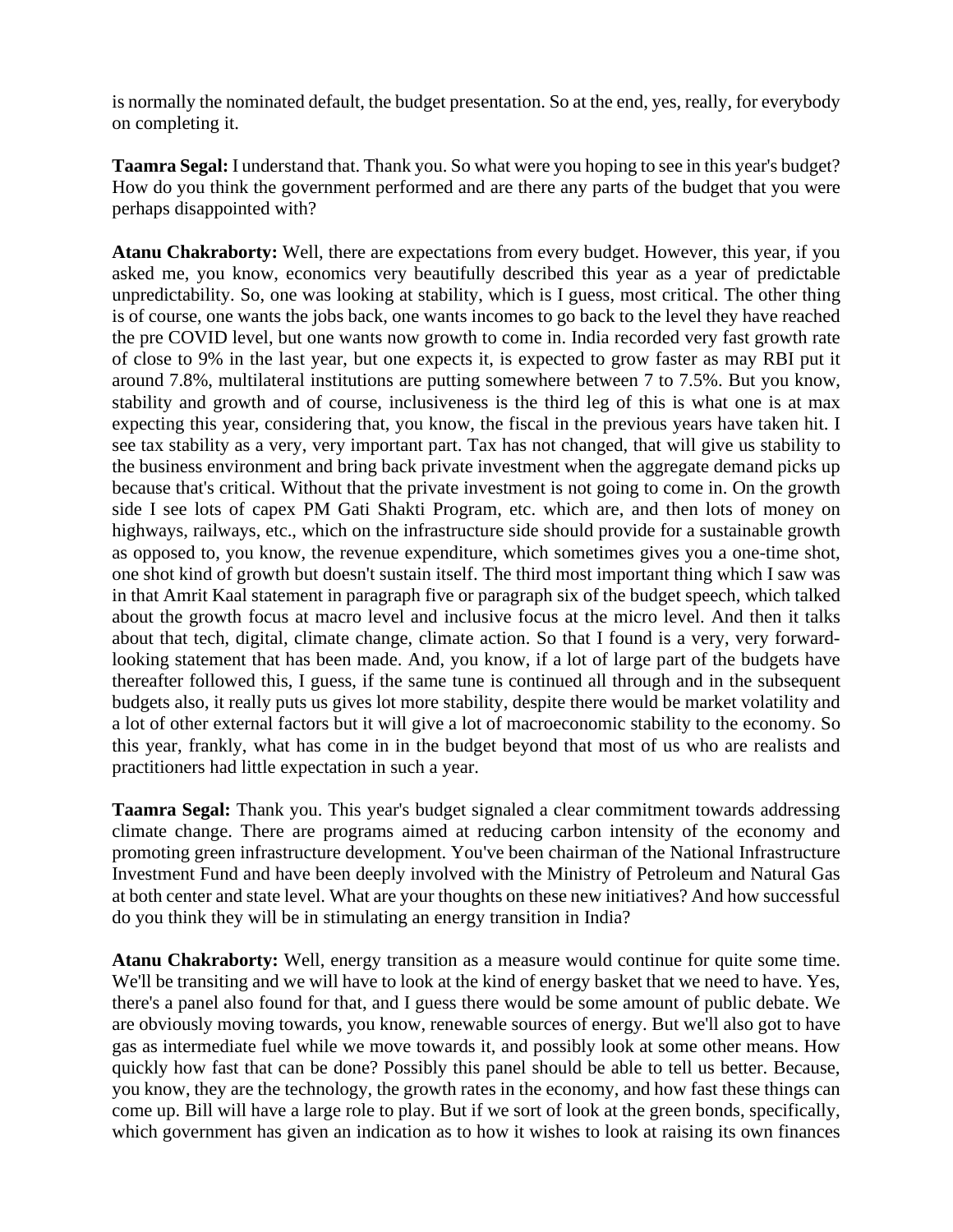is normally the nominated default, the budget presentation. So at the end, yes, really, for everybody on completing it.

**Taamra Segal:** I understand that. Thank you. So what were you hoping to see in this year's budget? How do you think the government performed and are there any parts of the budget that you were perhaps disappointed with?

**Atanu Chakraborty:** Well, there are expectations from every budget. However, this year, if you asked me, you know, economics very beautifully described this year as a year of predictable unpredictability. So, one was looking at stability, which is I guess, most critical. The other thing is of course, one wants the jobs back, one wants incomes to go back to the level they have reached the pre COVID level, but one wants now growth to come in. India recorded very fast growth rate of close to 9% in the last year, but one expects it, is expected to grow faster as may RBI put it around 7.8%, multilateral institutions are putting somewhere between 7 to 7.5%. But you know, stability and growth and of course, inclusiveness is the third leg of this is what one is at max expecting this year, considering that, you know, the fiscal in the previous years have taken hit. I see tax stability as a very, very important part. Tax has not changed, that will give us stability to the business environment and bring back private investment when the aggregate demand picks up because that's critical. Without that the private investment is not going to come in. On the growth side I see lots of capex PM Gati Shakti Program, etc. which are, and then lots of money on highways, railways, etc., which on the infrastructure side should provide for a sustainable growth as opposed to, you know, the revenue expenditure, which sometimes gives you a one-time shot, one shot kind of growth but doesn't sustain itself. The third most important thing which I saw was in that Amrit Kaal statement in paragraph five or paragraph six of the budget speech, which talked about the growth focus at macro level and inclusive focus at the micro level. And then it talks about that tech, digital, climate change, climate action. So that I found is a very, very forward-looking statement that has been made. And, you know, if a lot of large part of the budgets have thereafter followed this, I guess, if the same tune is continued all through and in the subsequent budgets also, it really puts us gives lot more stability, despite there would be market volatility and a lot of other external factors but it will give a lot of macroeconomic stability to the economy. So this year, frankly, what has come in in the budget beyond that most of us who are realists and practitioners had little expectation in such a year.

**Taamra Segal:** Thank you. This year's budget signaled a clear commitment towards addressing climate change. There are programs aimed at reducing carbon intensity of the economy and promoting green infrastructure development. You've been chairman of the National Infrastructure Investment Fund and have been deeply involved with the Ministry of Petroleum and Natural Gas at both center and state level. What are your thoughts on these new initiatives? And how successful do you think they will be in stimulating an energy transition in India?

**Atanu Chakraborty:** Well, energy transition as a measure would continue for quite some time. We'll be transiting and we will have to look at the kind of energy basket that we need to have. Yes, there's a panel also found for that, and I guess there would be some amount of public debate. We are obviously moving towards, you know, renewable sources of energy. But we'll also got to have gas as intermediate fuel while we move towards it, and possibly look at some other means. How quickly how fast that can be done? Possibly this panel should be able to tell us better. Because, you know, they are the technology, the growth rates in the economy, and how fast these things can come up. Bill will have a large role to play. But if we sort of look at the green bonds, specifically, which government has given an indication as to how it wishes to look at raising its own finances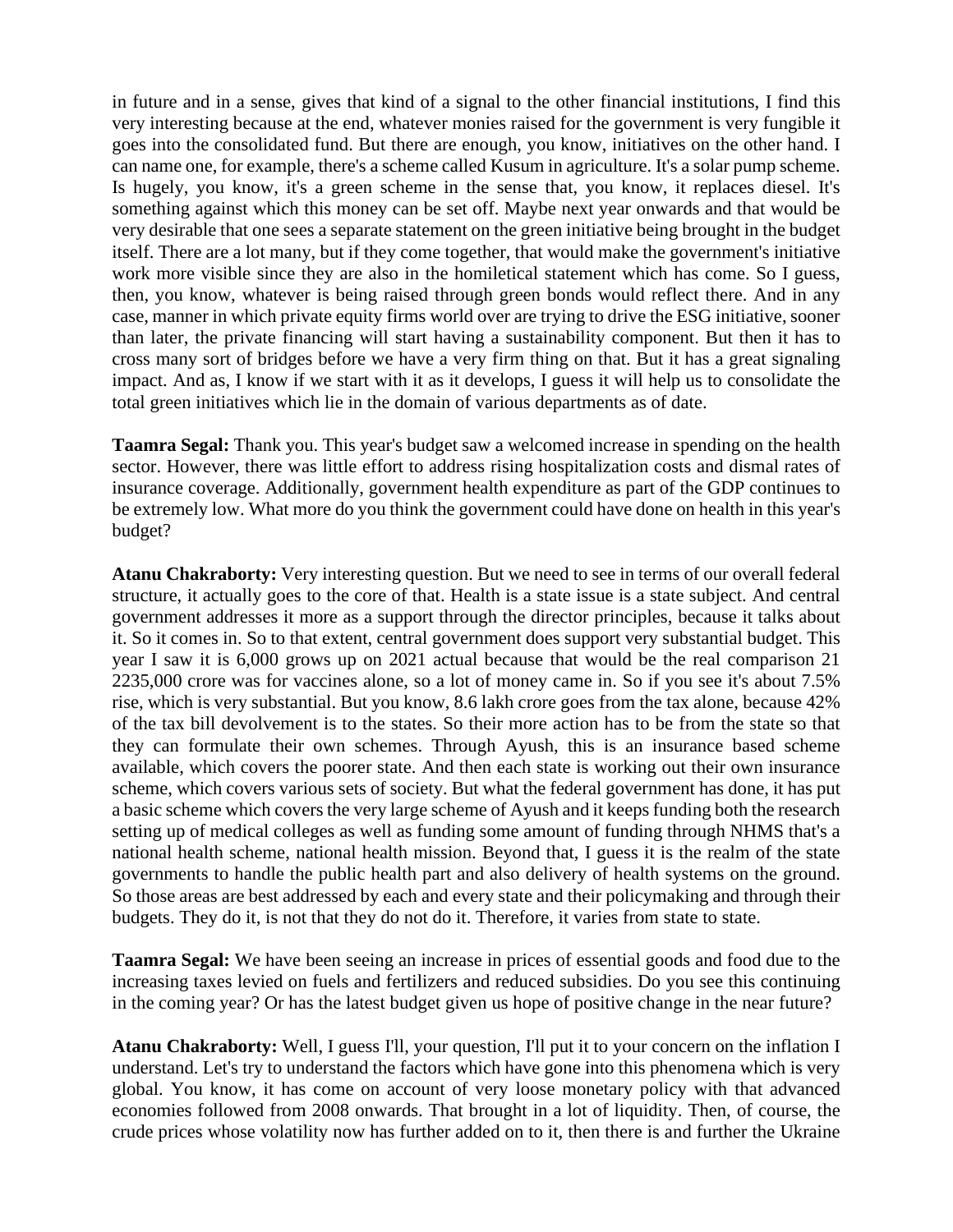in future and in a sense, gives that kind of a signal to the other financial institutions, I find this very interesting because at the end, whatever monies raised for the government is very fungible it goes into the consolidated fund. But there are enough, you know, initiatives on the other hand. I can name one, for example, there's a scheme called Kusum in agriculture. It's a solar pump scheme. Is hugely, you know, it's a green scheme in the sense that, you know, it replaces diesel. It's something against which this money can be set off. Maybe next year onwards and that would be very desirable that one sees a separate statement on the green initiative being brought in the budget itself. There are a lot many, but if they come together, that would make the government's initiative work more visible since they are also in the homiletical statement which has come. So I guess, then, you know, whatever is being raised through green bonds would reflect there. And in any case, manner in which private equity firms world over are trying to drive the ESG initiative, sooner than later, the private financing will start having a sustainability component. But then it has to cross many sort of bridges before we have a very firm thing on that. But it has a great signaling impact. And as, I know if we start with it as it develops, I guess it will help us to consolidate the total green initiatives which lie in the domain of various departments as of date.

**Taamra Segal:** Thank you. This year's budget saw a welcomed increase in spending on the health sector. However, there was little effort to address rising hospitalization costs and dismal rates of insurance coverage. Additionally, government health expenditure as part of the GDP continues to be extremely low. What more do you think the government could have done on health in this year's budget?

**Atanu Chakraborty:** Very interesting question. But we need to see in terms of our overall federal structure, it actually goes to the core of that. Health is a state issue is a state subject. And central government addresses it more as a support through the director principles, because it talks about it. So it comes in. So to that extent, central government does support very substantial budget. This year I saw it is 6,000 grows up on 2021 actual because that would be the real comparison 21 2235,000 crore was for vaccines alone, so a lot of money came in. So if you see it's about 7.5% rise, which is very substantial. But you know, 8.6 lakh crore goes from the tax alone, because 42% of the tax bill devolvement is to the states. So their more action has to be from the state so that they can formulate their own schemes. Through Ayush, this is an insurance based scheme available, which covers the poorer state. And then each state is working out their own insurance scheme, which covers various sets of society. But what the federal government has done, it has put a basic scheme which covers the very large scheme of Ayush and it keeps funding both the research setting up of medical colleges as well as funding some amount of funding through NHMS that's a national health scheme, national health mission. Beyond that, I guess it is the realm of the state governments to handle the public health part and also delivery of health systems on the ground. So those areas are best addressed by each and every state and their policymaking and through their budgets. They do it, is not that they do not do it. Therefore, it varies from state to state.

**Taamra Segal:** We have been seeing an increase in prices of essential goods and food due to the increasing taxes levied on fuels and fertilizers and reduced subsidies. Do you see this continuing in the coming year? Or has the latest budget given us hope of positive change in the near future?

**Atanu Chakraborty:** Well, I guess I'll, your question, I'll put it to your concern on the inflation I understand. Let's try to understand the factors which have gone into this phenomena which is very global. You know, it has come on account of very loose monetary policy with that advanced economies followed from 2008 onwards. That brought in a lot of liquidity. Then, of course, the crude prices whose volatility now has further added on to it, then there is and further the Ukraine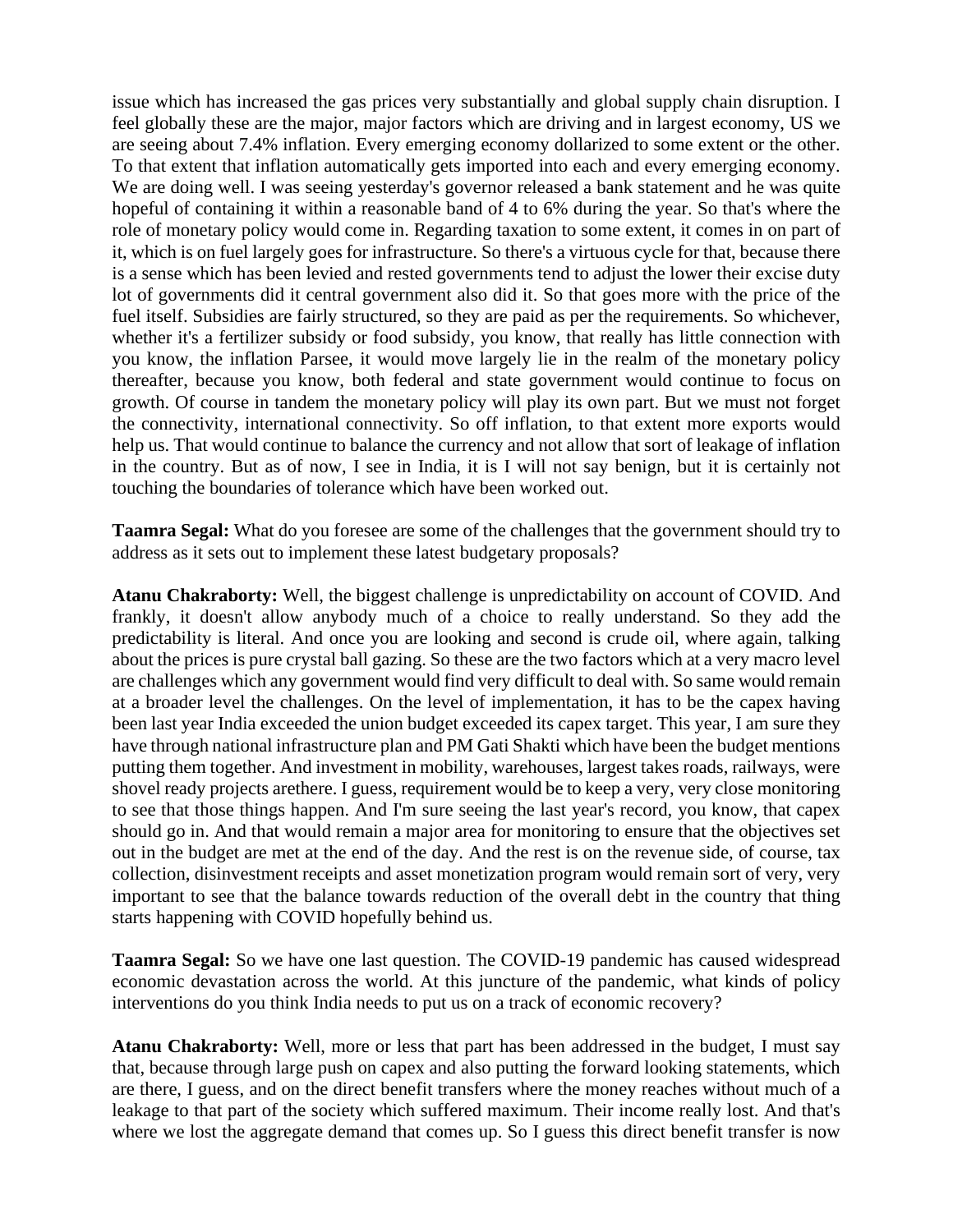issue which has increased the gas prices very substantially and global supply chain disruption. I feel globally these are the major, major factors which are driving and in largest economy, US we are seeing about 7.4% inflation. Every emerging economy dollarized to some extent or the other. To that extent that inflation automatically gets imported into each and every emerging economy. We are doing well. I was seeing yesterday's governor released a bank statement and he was quite hopeful of containing it within a reasonable band of 4 to 6% during the year. So that's where the role of monetary policy would come in. Regarding taxation to some extent, it comes in on part of it, which is on fuel largely goes for infrastructure. So there's a virtuous cycle for that, because there is a sense which has been levied and rested governments tend to adjust the lower their excise duty lot of governments did it central government also did it. So that goes more with the price of the fuel itself. Subsidies are fairly structured, so they are paid as per the requirements. So whichever, whether it's a fertilizer subsidy or food subsidy, you know, that really has little connection with you know, the inflation Parsee, it would move largely lie in the realm of the monetary policy thereafter, because you know, both federal and state government would continue to focus on growth. Of course in tandem the monetary policy will play its own part. But we must not forget the connectivity, international connectivity. So off inflation, to that extent more exports would help us. That would continue to balance the currency and not allow that sort of leakage of inflation in the country. But as of now, I see in India, it is I will not say benign, but it is certainly not touching the boundaries of tolerance which have been worked out.

**Taamra Segal:** What do you foresee are some of the challenges that the government should try to address as it sets out to implement these latest budgetary proposals?

**Atanu Chakraborty:** Well, the biggest challenge is unpredictability on account of COVID. And frankly, it doesn't allow anybody much of a choice to really understand. So they add the predictability is literal. And once you are looking and second is crude oil, where again, talking about the prices is pure crystal ball gazing. So these are the two factors which at a very macro level are challenges which any government would find very difficult to deal with. So same would remain at a broader level the challenges. On the level of implementation, it has to be the capex having been last year India exceeded the union budget exceeded its capex target. This year, I am sure they have through national infrastructure plan and PM Gati Shakti which have been the budget mentions putting them together. And investment in mobility, warehouses, largest takes roads, railways, were shovel ready projects arethere. I guess, requirement would be to keep a very, very close monitoring to see that those things happen. And I'm sure seeing the last year's record, you know, that capex should go in. And that would remain a major area for monitoring to ensure that the objectives set out in the budget are met at the end of the day. And the rest is on the revenue side, of course, tax collection, disinvestment receipts and asset monetization program would remain sort of very, very important to see that the balance towards reduction of the overall debt in the country that thing starts happening with COVID hopefully behind us.

**Taamra Segal:** So we have one last question. The COVID-19 pandemic has caused widespread economic devastation across the world. At this juncture of the pandemic, what kinds of policy interventions do you think India needs to put us on a track of economic recovery?

**Atanu Chakraborty:** Well, more or less that part has been addressed in the budget, I must say that, because through large push on capex and also putting the forward looking statements, which are there, I guess, and on the direct benefit transfers where the money reaches without much of a leakage to that part of the society which suffered maximum. Their income really lost. And that's where we lost the aggregate demand that comes up. So I guess this direct benefit transfer is now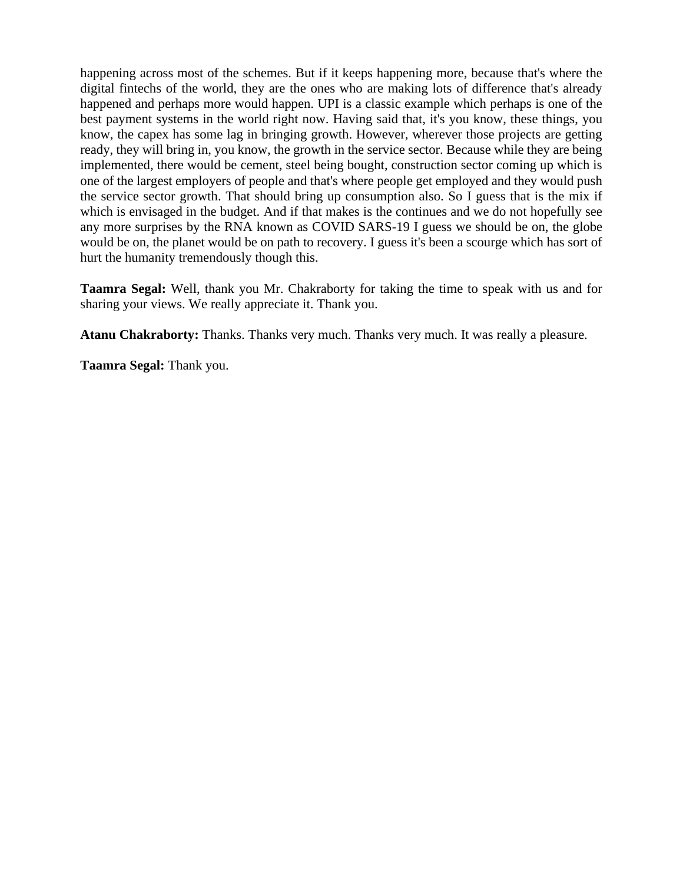happening across most of the schemes. But if it keeps happening more, because that's where the digital fintechs of the world, they are the ones who are making lots of difference that's already happened and perhaps more would happen. UPI is a classic example which perhaps is one of the best payment systems in the world right now. Having said that, it's you know, these things, you know, the capex has some lag in bringing growth. However, wherever those projects are getting ready, they will bring in, you know, the growth in the service sector. Because while they are being implemented, there would be cement, steel being bought, construction sector coming up which is one of the largest employers of people and that's where people get employed and they would push the service sector growth. That should bring up consumption also. So I guess that is the mix if which is envisaged in the budget. And if that makes is the continues and we do not hopefully see any more surprises by the RNA known as COVID SARS-19 I guess we should be on, the globe would be on, the planet would be on path to recovery. I guess it's been a scourge which has sort of hurt the humanity tremendously though this.

**Taamra Segal:** Well, thank you Mr. Chakraborty for taking the time to speak with us and for sharing your views. We really appreciate it. Thank you.

**Atanu Chakraborty:** Thanks. Thanks very much. Thanks very much. It was really a pleasure.

**Taamra Segal:** Thank you.